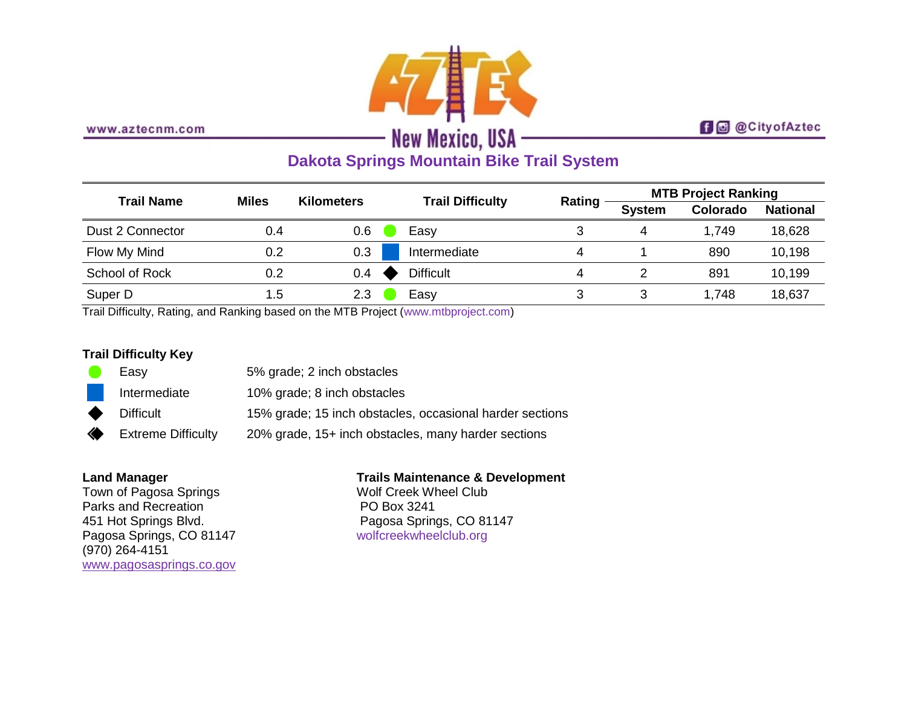www.aztecnm.com

# AZTEC New Mexico, USA

@CityofAztec

## Dakota Springs Mountain Bike Trail System

| Trail Name | Miles | Kilometers | Trail Difficulty | Rating | MTB Project Ranking | | |
|---|---|---|---|---|---|---|---|
| | | | | | System | Colorado | National |
| Dust 2 Connector | 0.4 | 0.6 | ● Easy | 3 | 4 | 1,749 | 18,628 |
| Flow My Mind | 0.2 | 0.3 | ■ Intermediate | 4 | 1 | 890 | 10,198 |
| School of Rock | 0.2 | 0.4 | ◆ Difficult | 4 | 2 | 891 | 10,199 |
| Super D | 1.5 | 2.3 | ● Easy | 3 | 3 | 1,748 | 18,637 |

Trail Difficulty, Rating, and Ranking based on the MTB Project (www.mtbproject.com)

**Trail Difficulty Key**

| Symbol | Difficulty | Description |
|---|---|---|
| ● | Easy | 5% grade; 2 inch obstacles |
| ■ | Intermediate | 10% grade; 8 inch obstacles |
| ◆ | Difficult | 15% grade; 15 inch obstacles, occasional harder sections |
| ◆◆ | Extreme Difficulty | 20% grade, 15+ inch obstacles, many harder sections |

**Land Manager**
Town of Pagosa Springs
Parks and Recreation
451 Hot Springs Blvd.
Pagosa Springs, CO 81147
(970) 264-4151
www.pagosasprings.co.gov

**Trails Maintenance & Development**
Wolf Creek Wheel Club
PO Box 3241
Pagosa Springs, CO 81147
wolfcreekwheelclub.org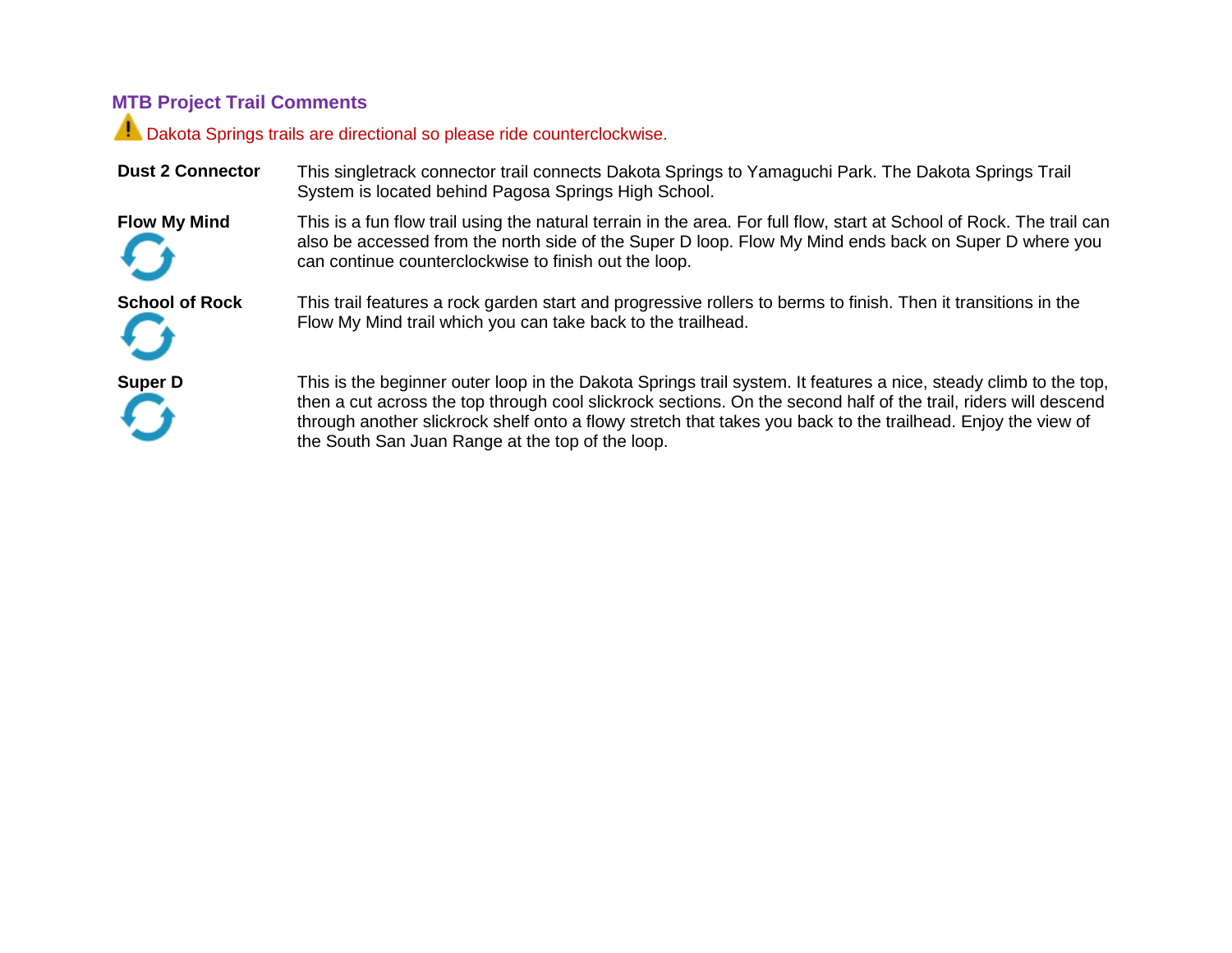## MTB Project Trail Comments

Dakota Springs trails are directional so please ride counterclockwise.

| | |
|---|---|
| **Dust 2 Connector** | This singletrack connector trail connects Dakota Springs to Yamaguchi Park. The Dakota Springs Trail System is located behind Pagosa Springs High School. |
| **Flow My Mind** | This is a fun flow trail using the natural terrain in the area. For full flow, start at School of Rock. The trail can also be accessed from the north side of the Super D loop. Flow My Mind ends back on Super D where you can continue counterclockwise to finish out the loop. |
| **School of Rock** | This trail features a rock garden start and progressive rollers to berms to finish. Then it transitions in the Flow My Mind trail which you can take back to the trailhead. |
| **Super D** | This is the beginner outer loop in the Dakota Springs trail system. It features a nice, steady climb to the top, then a cut across the top through cool slickrock sections. On the second half of the trail, riders will descend through another slickrock shelf onto a flowy stretch that takes you back to the trailhead. Enjoy the view of the South San Juan Range at the top of the loop. |